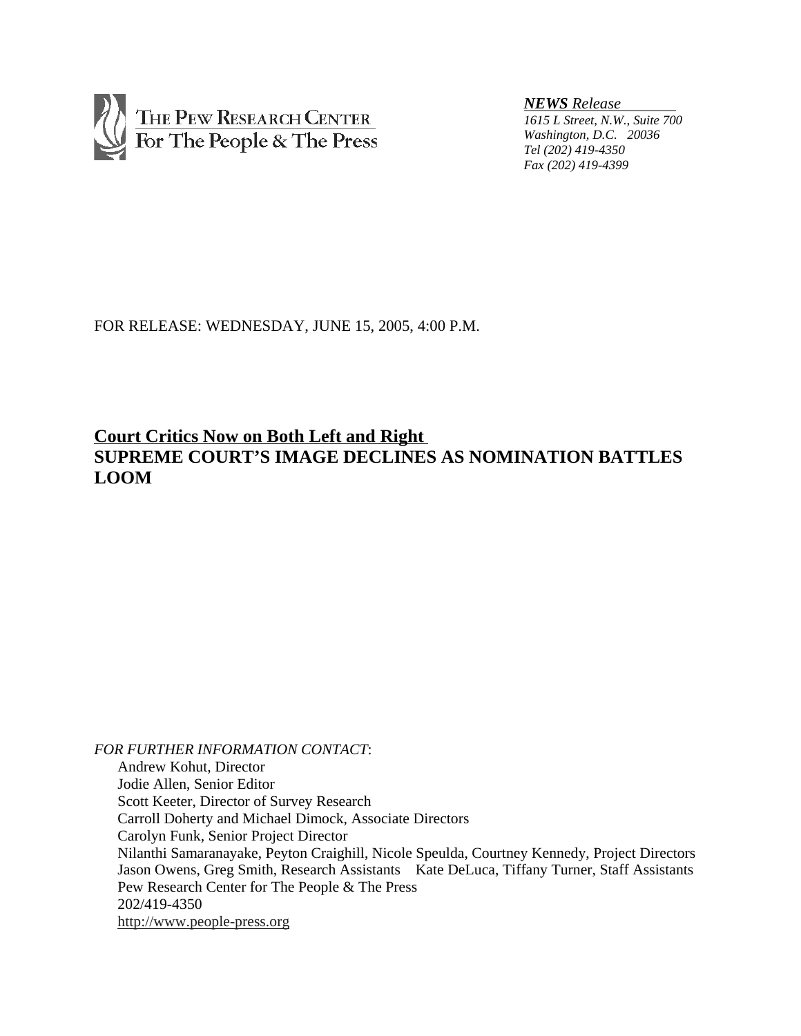The Pew Research Center For The People & The Press

***NEWS*** *Release*
*1615 L Street, N.W., Suite 700*
*Washington, D.C. 20036*
*Tel (202) 419-4350*
*Fax (202) 419-4399*

FOR RELEASE: WEDNESDAY, JUNE 15, 2005, 4:00 P.M.

# Court Critics Now on Both Left and Right
# SUPREME COURT'S IMAGE DECLINES AS NOMINATION BATTLES LOOM

*FOR FURTHER INFORMATION CONTACT*:

Andrew Kohut, Director
Jodie Allen, Senior Editor
Scott Keeter, Director of Survey Research
Carroll Doherty and Michael Dimock, Associate Directors
Carolyn Funk, Senior Project Director
Nilanthi Samaranayake, Peyton Craighill, Nicole Speulda, Courtney Kennedy, Project Directors
Jason Owens, Greg Smith, Research Assistants  Kate DeLuca, Tiffany Turner, Staff Assistants
Pew Research Center for The People & The Press
202/419-4350
http://www.people-press.org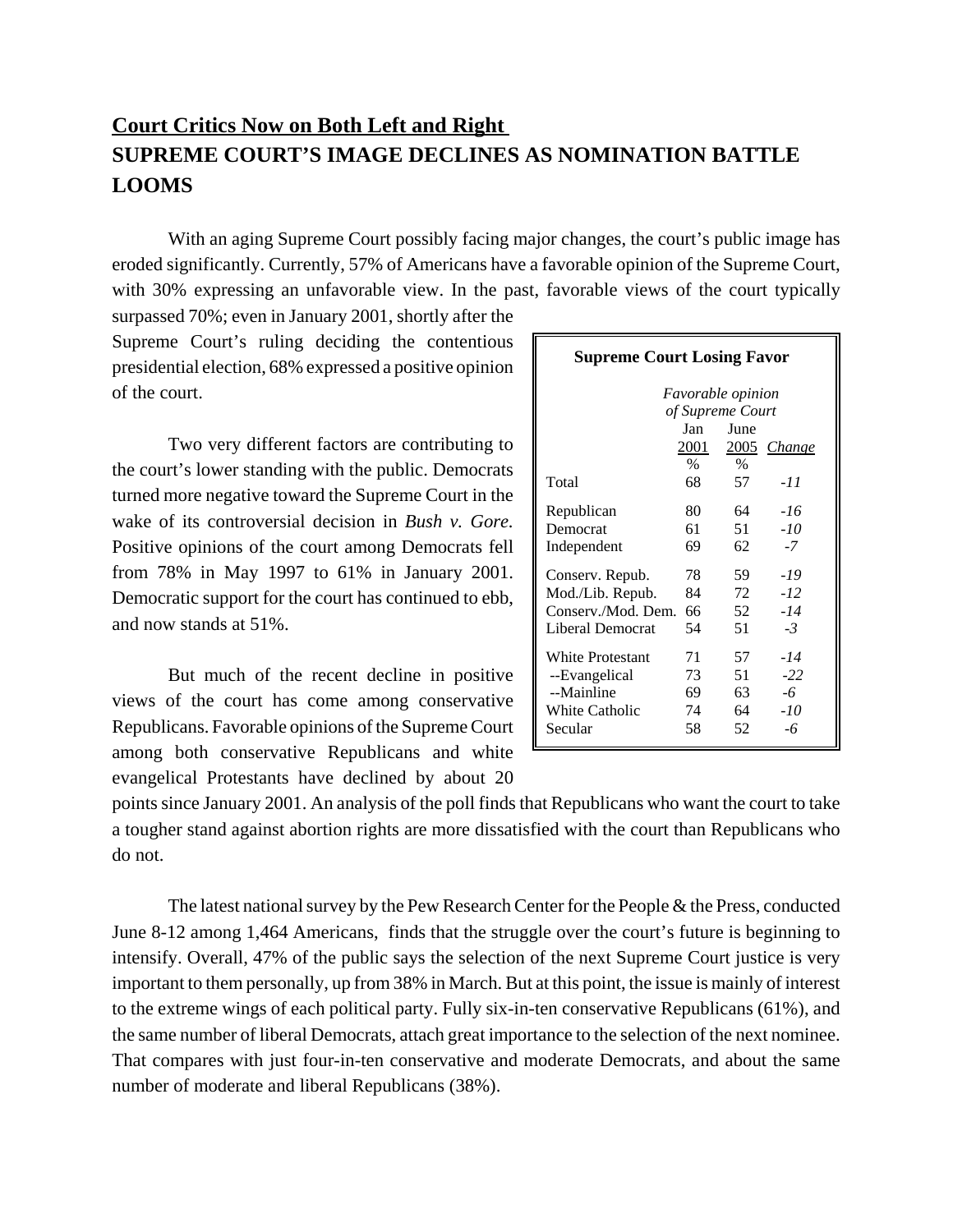## Court Critics Now on Both Left and Right

# SUPREME COURT'S IMAGE DECLINES AS NOMINATION BATTLE LOOMS

With an aging Supreme Court possibly facing major changes, the court's public image has eroded significantly. Currently, 57% of Americans have a favorable opinion of the Supreme Court, with 30% expressing an unfavorable view. In the past, favorable views of the court typically surpassed 70%; even in January 2001, shortly after the Supreme Court's ruling deciding the contentious presidential election, 68% expressed a positive opinion of the court.

Two very different factors are contributing to the court's lower standing with the public. Democrats turned more negative toward the Supreme Court in the wake of its controversial decision in *Bush v. Gore*. Positive opinions of the court among Democrats fell from 78% in May 1997 to 61% in January 2001. Democratic support for the court has continued to ebb, and now stands at 51%.

But much of the recent decline in positive views of the court has come among conservative Republicans. Favorable opinions of the Supreme Court among both conservative Republicans and white evangelical Protestants have declined by about 20 points since January 2001. An analysis of the poll finds that Republicans who want the court to take a tougher stand against abortion rights are more dissatisfied with the court than Republicans who do not.

**Supreme Court Losing Favor**

| | *Favorable opinion of Supreme Court* | | |
|---|---|---|---|
| | Jan 2001 | June 2005 | *Change* |
| | % | % | |
| Total | 68 | 57 | *-11* |
| Republican | 80 | 64 | *-16* |
| Democrat | 61 | 51 | *-10* |
| Independent | 69 | 62 | *-7* |
| Conserv. Repub. | 78 | 59 | *-19* |
| Mod./Lib. Repub. | 84 | 72 | *-12* |
| Conserv./Mod. Dem. | 66 | 52 | *-14* |
| Liberal Democrat | 54 | 51 | *-3* |
| White Protestant | 71 | 57 | *-14* |
| --Evangelical | 73 | 51 | *-22* |
| --Mainline | 69 | 63 | *-6* |
| White Catholic | 74 | 64 | *-10* |
| Secular | 58 | 52 | *-6* |

The latest national survey by the Pew Research Center for the People & the Press, conducted June 8-12 among 1,464 Americans, finds that the struggle over the court's future is beginning to intensify. Overall, 47% of the public says the selection of the next Supreme Court justice is very important to them personally, up from 38% in March. But at this point, the issue is mainly of interest to the extreme wings of each political party. Fully six-in-ten conservative Republicans (61%), and the same number of liberal Democrats, attach great importance to the selection of the next nominee. That compares with just four-in-ten conservative and moderate Democrats, and about the same number of moderate and liberal Republicans (38%).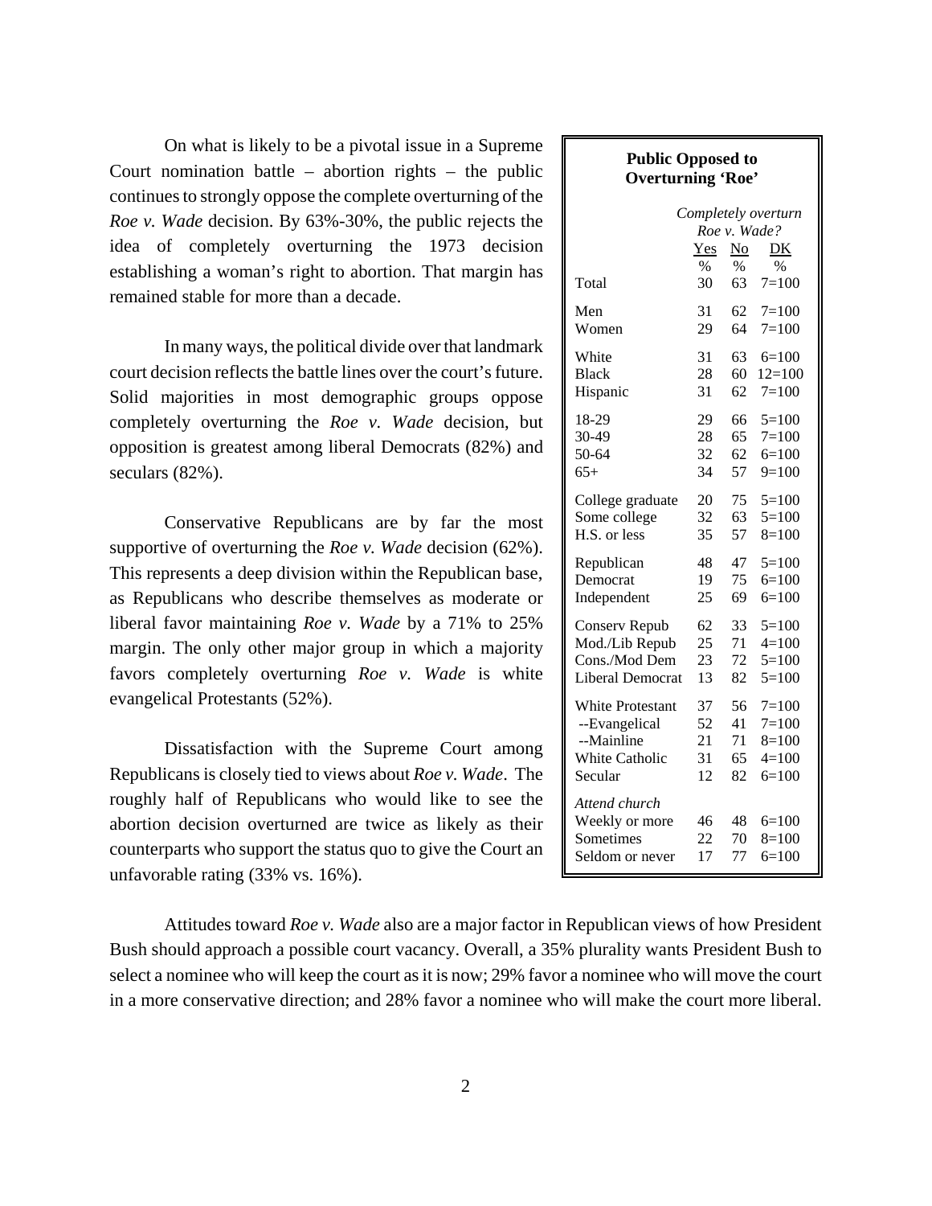On what is likely to be a pivotal issue in a Supreme Court nomination battle – abortion rights – the public continues to strongly oppose the complete overturning of the *Roe v. Wade* decision. By 63%-30%, the public rejects the idea of completely overturning the 1973 decision establishing a woman's right to abortion. That margin has remained stable for more than a decade.

In many ways, the political divide over that landmark court decision reflects the battle lines over the court's future. Solid majorities in most demographic groups oppose completely overturning the *Roe v. Wade* decision, but opposition is greatest among liberal Democrats (82%) and seculars (82%).

Conservative Republicans are by far the most supportive of overturning the *Roe v. Wade* decision (62%). This represents a deep division within the Republican base, as Republicans who describe themselves as moderate or liberal favor maintaining *Roe v. Wade* by a 71% to 25% margin. The only other major group in which a majority favors completely overturning *Roe v. Wade* is white evangelical Protestants (52%).

Dissatisfaction with the Supreme Court among Republicans is closely tied to views about *Roe v. Wade*. The roughly half of Republicans who would like to see the abortion decision overturned are twice as likely as their counterparts who support the status quo to give the Court an unfavorable rating (33% vs. 16%).

**Public Opposed to Overturning 'Roe'**

| | *Completely overturn Roe v. Wade?* | | |
|---|---|---|---|
| | Yes | No | DK |
| | % | % | % |
| Total | 30 | 63 | 7=100 |
| Men | 31 | 62 | 7=100 |
| Women | 29 | 64 | 7=100 |
| White | 31 | 63 | 6=100 |
| Black | 28 | 60 | 12=100 |
| Hispanic | 31 | 62 | 7=100 |
| 18-29 | 29 | 66 | 5=100 |
| 30-49 | 28 | 65 | 7=100 |
| 50-64 | 32 | 62 | 6=100 |
| 65+ | 34 | 57 | 9=100 |
| College graduate | 20 | 75 | 5=100 |
| Some college | 32 | 63 | 5=100 |
| H.S. or less | 35 | 57 | 8=100 |
| Republican | 48 | 47 | 5=100 |
| Democrat | 19 | 75 | 6=100 |
| Independent | 25 | 69 | 6=100 |
| Conserv Repub | 62 | 33 | 5=100 |
| Mod./Lib Repub | 25 | 71 | 4=100 |
| Cons./Mod Dem | 23 | 72 | 5=100 |
| Liberal Democrat | 13 | 82 | 5=100 |
| White Protestant | 37 | 56 | 7=100 |
| --Evangelical | 52 | 41 | 7=100 |
| --Mainline | 21 | 71 | 8=100 |
| White Catholic | 31 | 65 | 4=100 |
| Secular | 12 | 82 | 6=100 |
| *Attend church* | | | |
| Weekly or more | 46 | 48 | 6=100 |
| Sometimes | 22 | 70 | 8=100 |
| Seldom or never | 17 | 77 | 6=100 |

Attitudes toward *Roe v. Wade* also are a major factor in Republican views of how President Bush should approach a possible court vacancy. Overall, a 35% plurality wants President Bush to select a nominee who will keep the court as it is now; 29% favor a nominee who will move the court in a more conservative direction; and 28% favor a nominee who will make the court more liberal.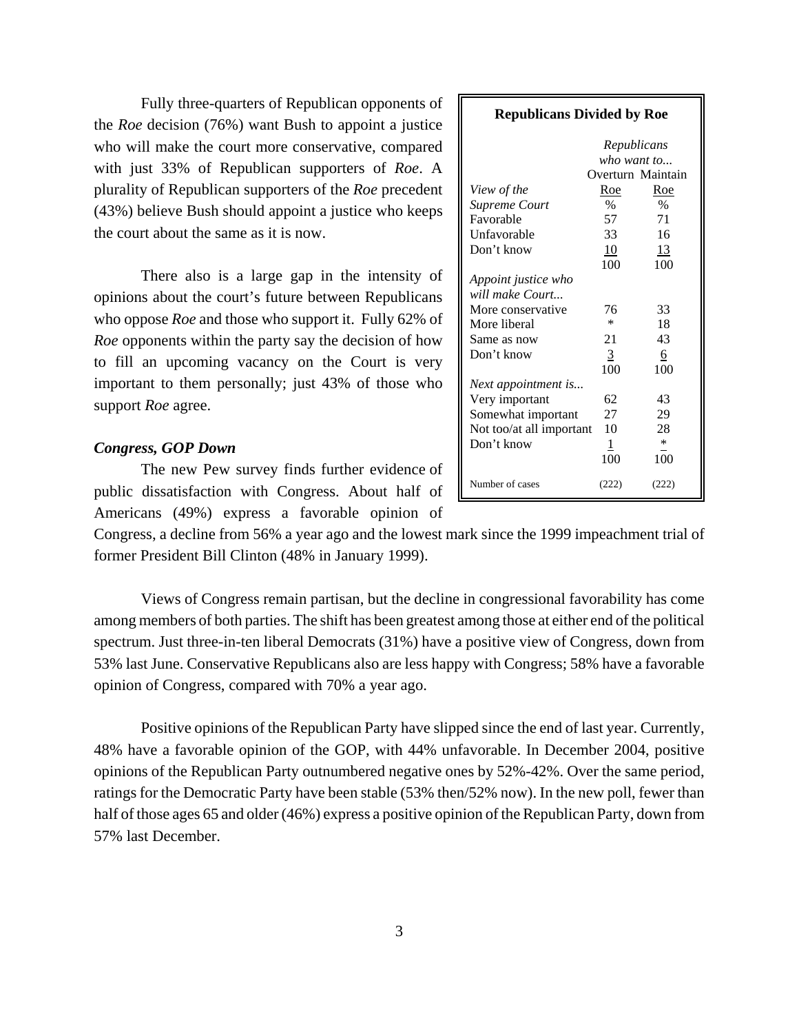Fully three-quarters of Republican opponents of the *Roe* decision (76%) want Bush to appoint a justice who will make the court more conservative, compared with just 33% of Republican supporters of *Roe*. A plurality of Republican supporters of the *Roe* precedent (43%) believe Bush should appoint a justice who keeps the court about the same as it is now.

There also is a large gap in the intensity of opinions about the court's future between Republicans who oppose *Roe* and those who support it. Fully 62% of *Roe* opponents within the party say the decision of how to fill an upcoming vacancy on the Court is very important to them personally; just 43% of those who support *Roe* agree.

**Republicans Divided by Roe**

| | *Republicans who want to...* Overturn Roe | Maintain Roe |
|---|---|---|
| *View of the Supreme Court* | % | % |
| Favorable | 57 | 71 |
| Unfavorable | 33 | 16 |
| Don't know | 10 | 13 |
| | 100 | 100 |
| *Appoint justice who will make Court...* | | |
| More conservative | 76 | 33 |
| More liberal | * | 18 |
| Same as now | 21 | 43 |
| Don't know | 3 | 6 |
| | 100 | 100 |
| *Next appointment is...* | | |
| Very important | 62 | 43 |
| Somewhat important | 27 | 29 |
| Not too/at all important | 10 | 28 |
| Don't know | 1 | * |
| | 100 | 100 |
| Number of cases | (222) | (222) |

### *Congress, GOP Down*

The new Pew survey finds further evidence of public dissatisfaction with Congress. About half of Americans (49%) express a favorable opinion of Congress, a decline from 56% a year ago and the lowest mark since the 1999 impeachment trial of former President Bill Clinton (48% in January 1999).

Views of Congress remain partisan, but the decline in congressional favorability has come among members of both parties. The shift has been greatest among those at either end of the political spectrum. Just three-in-ten liberal Democrats (31%) have a positive view of Congress, down from 53% last June. Conservative Republicans also are less happy with Congress; 58% have a favorable opinion of Congress, compared with 70% a year ago.

Positive opinions of the Republican Party have slipped since the end of last year. Currently, 48% have a favorable opinion of the GOP, with 44% unfavorable. In December 2004, positive opinions of the Republican Party outnumbered negative ones by 52%-42%. Over the same period, ratings for the Democratic Party have been stable (53% then/52% now). In the new poll, fewer than half of those ages 65 and older (46%) express a positive opinion of the Republican Party, down from 57% last December.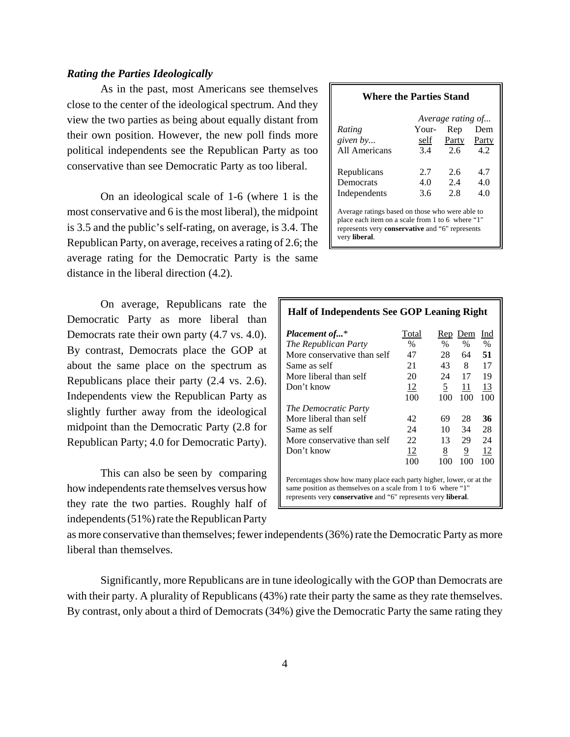### *Rating the Parties Ideologically*

As in the past, most Americans see themselves close to the center of the ideological spectrum. And they view the two parties as being about equally distant from their own position. However, the new poll finds more political independents see the Republican Party as too conservative than see Democratic Party as too liberal.

**Where the Parties Stand**

| *Rating given by...* | *Average rating of...* Your-self | Rep Party | Dem Party |
|---|---|---|---|
| All Americans | 3.4 | 2.6 | 4.2 |
| Republicans | 2.7 | 2.6 | 4.7 |
| Democrats | 4.0 | 2.4 | 4.0 |
| Independents | 3.6 | 2.8 | 4.0 |

Average ratings based on those who were able to place each item on a scale from 1 to 6 where "1" represents very **conservative** and "6" represents very **liberal**.

On an ideological scale of 1-6 (where 1 is the most conservative and 6 is the most liberal), the midpoint is 3.5 and the public's self-rating, on average, is 3.4. The Republican Party, on average, receives a rating of 2.6; the average rating for the Democratic Party is the same distance in the liberal direction (4.2).

On average, Republicans rate the Democratic Party as more liberal than Democrats rate their own party (4.7 vs. 4.0). By contrast, Democrats place the GOP at about the same place on the spectrum as Republicans place their party (2.4 vs. 2.6). Independents view the Republican Party as slightly further away from the ideological midpoint than the Democratic Party (2.8 for Republican Party; 4.0 for Democratic Party).

**Half of Independents See GOP Leaning Right**

| ***Placement of...**** | Total | Rep | Dem | Ind |
|---|---|---|---|---|
| *The Republican Party* | % | % | % | % |
| More conservative than self | 47 | 28 | 64 | **51** |
| Same as self | 21 | 43 | 8 | 17 |
| More liberal than self | 20 | 24 | 17 | 19 |
| Don't know | 12 | 5 | 11 | 13 |
| | 100 | 100 | 100 | 100 |
| *The Democratic Party* | | | | |
| More liberal than self | 42 | 69 | 28 | **36** |
| Same as self | 24 | 10 | 34 | 28 |
| More conservative than self | 22 | 13 | 29 | 24 |
| Don't know | 12 | 8 | 9 | 12 |
| | 100 | 100 | 100 | 100 |

Percentages show how many place each party higher, lower, or at the same position as themselves on a scale from 1 to 6 where "1" represents very **conservative** and "6" represents very **liberal**.

This can also be seen by comparing how independents rate themselves versus how they rate the two parties. Roughly half of independents (51%) rate the Republican Party as more conservative than themselves; fewer independents (36%) rate the Democratic Party as more liberal than themselves.

Significantly, more Republicans are in tune ideologically with the GOP than Democrats are with their party. A plurality of Republicans (43%) rate their party the same as they rate themselves. By contrast, only about a third of Democrats (34%) give the Democratic Party the same rating they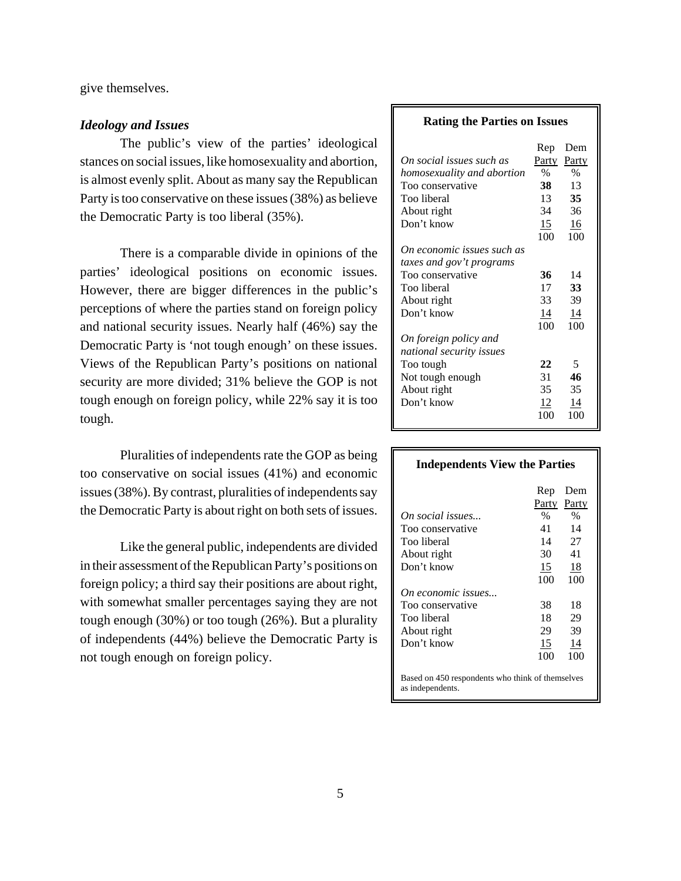give themselves.

### *Ideology and Issues*

The public's view of the parties' ideological stances on social issues, like homosexuality and abortion, is almost evenly split. About as many say the Republican Party is too conservative on these issues (38%) as believe the Democratic Party is too liberal (35%).

There is a comparable divide in opinions of the parties' ideological positions on economic issues. However, there are bigger differences in the public's perceptions of where the parties stand on foreign policy and national security issues. Nearly half (46%) say the Democratic Party is 'not tough enough' on these issues. Views of the Republican Party's positions on national security are more divided; 31% believe the GOP is not tough enough on foreign policy, while 22% say it is too tough.

Pluralities of independents rate the GOP as being too conservative on social issues (41%) and economic issues (38%). By contrast, pluralities of independents say the Democratic Party is about right on both sets of issues.

Like the general public, independents are divided in their assessment of the Republican Party's positions on foreign policy; a third say their positions are about right, with somewhat smaller percentages saying they are not tough enough (30%) or too tough (26%). But a plurality of independents (44%) believe the Democratic Party is not tough enough on foreign policy.

**Rating the Parties on Issues**

| | Rep Party | Dem Party |
|---|---|---|
| *On social issues such as homosexuality and abortion* | % | % |
| Too conservative | **38** | 13 |
| Too liberal | 13 | **35** |
| About right | 34 | 36 |
| Don't know | 15 | 16 |
| | 100 | 100 |
| *On economic issues such as taxes and gov't programs* | | |
| Too conservative | **36** | 14 |
| Too liberal | 17 | **33** |
| About right | 33 | 39 |
| Don't know | 14 | 14 |
| | 100 | 100 |
| *On foreign policy and national security issues* | | |
| Too tough | **22** | 5 |
| Not tough enough | 31 | **46** |
| About right | 35 | 35 |
| Don't know | 12 | 14 |
| | 100 | 100 |

**Independents View the Parties**

| | Rep Party | Dem Party |
|---|---|---|
| *On social issues...* | % | % |
| Too conservative | 41 | 14 |
| Too liberal | 14 | 27 |
| About right | 30 | 41 |
| Don't know | 15 | 18 |
| | 100 | 100 |
| *On economic issues...* | | |
| Too conservative | 38 | 18 |
| Too liberal | 18 | 29 |
| About right | 29 | 39 |
| Don't know | 15 | 14 |
| | 100 | 100 |

Based on 450 respondents who think of themselves as independents.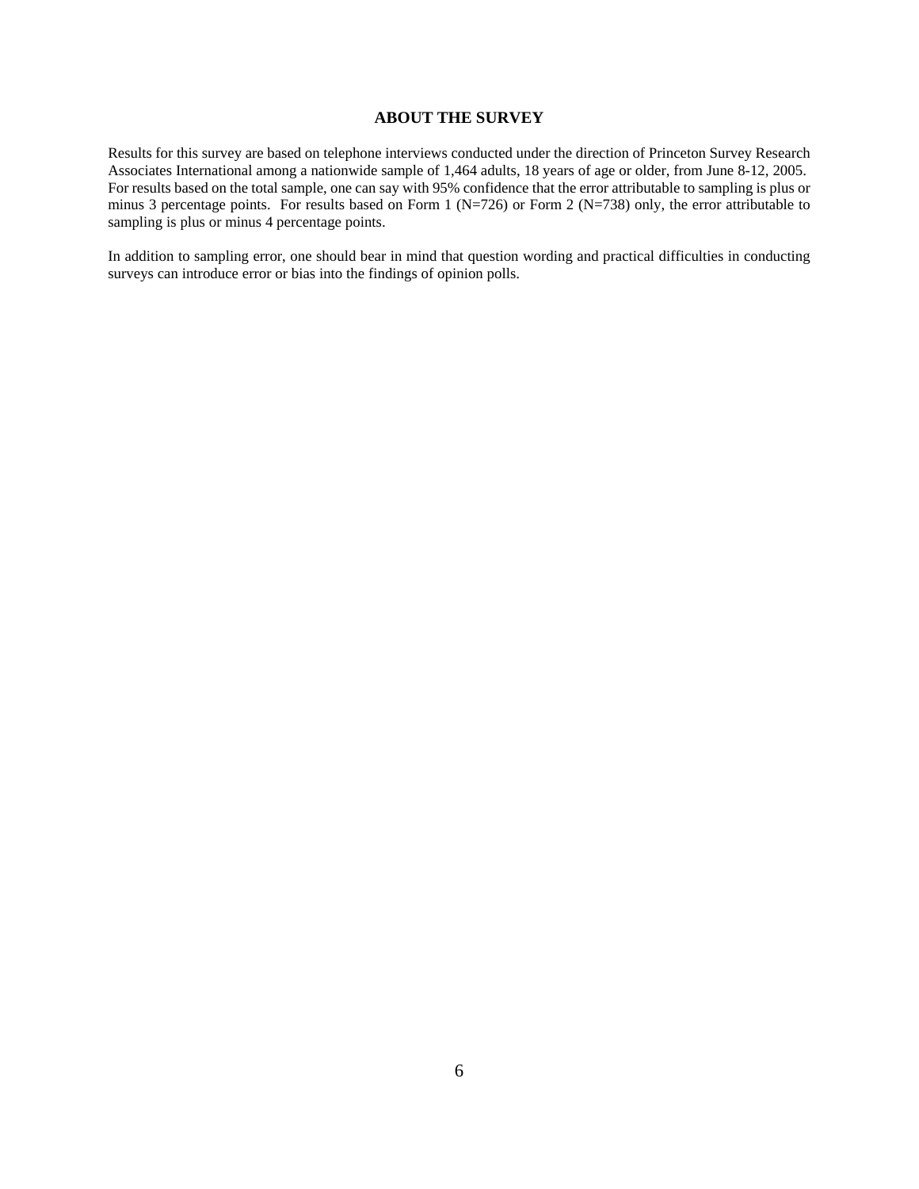## ABOUT THE SURVEY

Results for this survey are based on telephone interviews conducted under the direction of Princeton Survey Research Associates International among a nationwide sample of 1,464 adults, 18 years of age or older, from June 8-12, 2005. For results based on the total sample, one can say with 95% confidence that the error attributable to sampling is plus or minus 3 percentage points. For results based on Form 1 (N=726) or Form 2 (N=738) only, the error attributable to sampling is plus or minus 4 percentage points.

In addition to sampling error, one should bear in mind that question wording and practical difficulties in conducting surveys can introduce error or bias into the findings of opinion polls.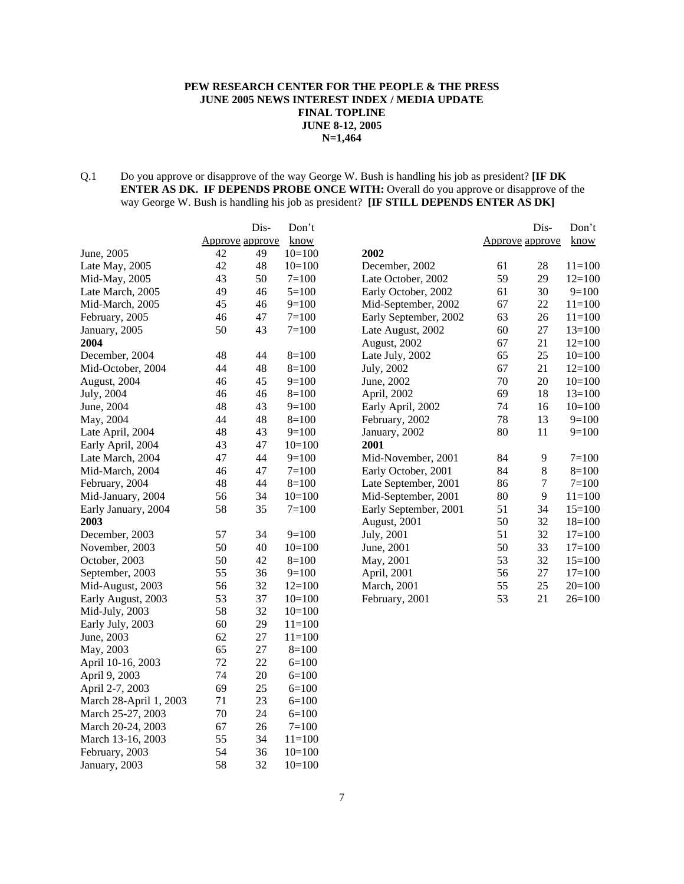**PEW RESEARCH CENTER FOR THE PEOPLE & THE PRESS**
**JUNE 2005 NEWS INTEREST INDEX / MEDIA UPDATE**
**FINAL TOPLINE**
**JUNE 8-12, 2005**
**N=1,464**

Q.1 Do you approve or disapprove of the way George W. Bush is handling his job as president? **[IF DK ENTER AS DK. IF DEPENDS PROBE ONCE WITH:** Overall do you approve or disapprove of the way George W. Bush is handling his job as president? **[IF STILL DEPENDS ENTER AS DK]**

| | Approve | Dis-approve | Don't know |
|---|---|---|---|
| June, 2005 | 42 | 49 | 10=100 |
| Late May, 2005 | 42 | 48 | 10=100 |
| Mid-May, 2005 | 43 | 50 | 7=100 |
| Late March, 2005 | 49 | 46 | 5=100 |
| Mid-March, 2005 | 45 | 46 | 9=100 |
| February, 2005 | 46 | 47 | 7=100 |
| January, 2005 | 50 | 43 | 7=100 |
| **2004** | | | |
| December, 2004 | 48 | 44 | 8=100 |
| Mid-October, 2004 | 44 | 48 | 8=100 |
| August, 2004 | 46 | 45 | 9=100 |
| July, 2004 | 46 | 46 | 8=100 |
| June, 2004 | 48 | 43 | 9=100 |
| May, 2004 | 44 | 48 | 8=100 |
| Late April, 2004 | 48 | 43 | 9=100 |
| Early April, 2004 | 43 | 47 | 10=100 |
| Late March, 2004 | 47 | 44 | 9=100 |
| Mid-March, 2004 | 46 | 47 | 7=100 |
| February, 2004 | 48 | 44 | 8=100 |
| Mid-January, 2004 | 56 | 34 | 10=100 |
| Early January, 2004 | 58 | 35 | 7=100 |
| **2003** | | | |
| December, 2003 | 57 | 34 | 9=100 |
| November, 2003 | 50 | 40 | 10=100 |
| October, 2003 | 50 | 42 | 8=100 |
| September, 2003 | 55 | 36 | 9=100 |
| Mid-August, 2003 | 56 | 32 | 12=100 |
| Early August, 2003 | 53 | 37 | 10=100 |
| Mid-July, 2003 | 58 | 32 | 10=100 |
| Early July, 2003 | 60 | 29 | 11=100 |
| June, 2003 | 62 | 27 | 11=100 |
| May, 2003 | 65 | 27 | 8=100 |
| April 10-16, 2003 | 72 | 22 | 6=100 |
| April 9, 2003 | 74 | 20 | 6=100 |
| April 2-7, 2003 | 69 | 25 | 6=100 |
| March 28-April 1, 2003 | 71 | 23 | 6=100 |
| March 25-27, 2003 | 70 | 24 | 6=100 |
| March 20-24, 2003 | 67 | 26 | 7=100 |
| March 13-16, 2003 | 55 | 34 | 11=100 |
| February, 2003 | 54 | 36 | 10=100 |
| January, 2003 | 58 | 32 | 10=100 |
| **2002** | | | |
| December, 2002 | 61 | 28 | 11=100 |
| Late October, 2002 | 59 | 29 | 12=100 |
| Early October, 2002 | 61 | 30 | 9=100 |
| Mid-September, 2002 | 67 | 22 | 11=100 |
| Early September, 2002 | 63 | 26 | 11=100 |
| Late August, 2002 | 60 | 27 | 13=100 |
| August, 2002 | 67 | 21 | 12=100 |
| Late July, 2002 | 65 | 25 | 10=100 |
| July, 2002 | 67 | 21 | 12=100 |
| June, 2002 | 70 | 20 | 10=100 |
| April, 2002 | 69 | 18 | 13=100 |
| Early April, 2002 | 74 | 16 | 10=100 |
| February, 2002 | 78 | 13 | 9=100 |
| January, 2002 | 80 | 11 | 9=100 |
| **2001** | | | |
| Mid-November, 2001 | 84 | 9 | 7=100 |
| Early October, 2001 | 84 | 8 | 8=100 |
| Late September, 2001 | 86 | 7 | 7=100 |
| Mid-September, 2001 | 80 | 9 | 11=100 |
| Early September, 2001 | 51 | 34 | 15=100 |
| August, 2001 | 50 | 32 | 18=100 |
| July, 2001 | 51 | 32 | 17=100 |
| June, 2001 | 50 | 33 | 17=100 |
| May, 2001 | 53 | 32 | 15=100 |
| April, 2001 | 56 | 27 | 17=100 |
| March, 2001 | 55 | 25 | 20=100 |
| February, 2001 | 53 | 21 | 26=100 |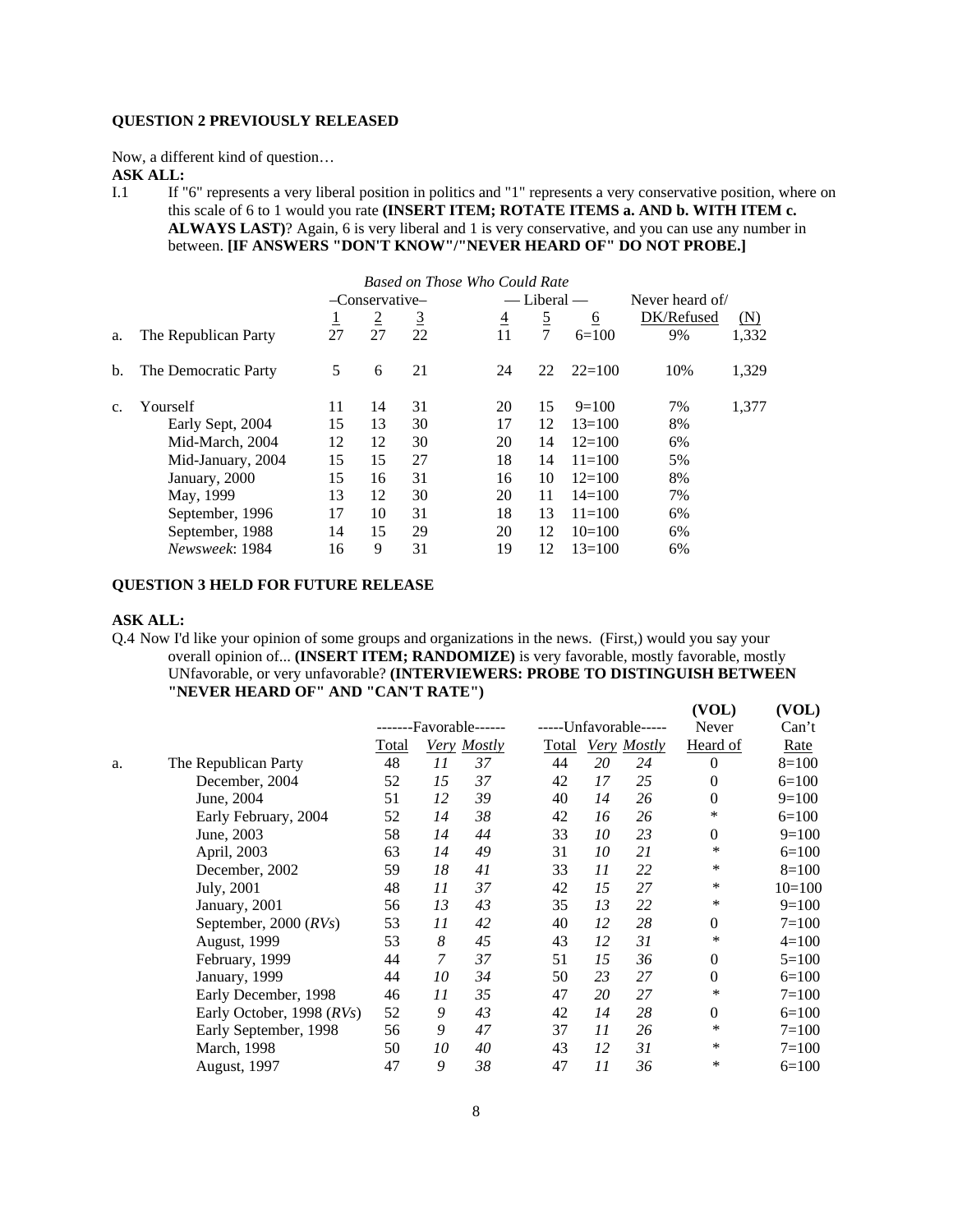**QUESTION 2 PREVIOUSLY RELEASED**

Now, a different kind of question…

**ASK ALL:**

I.1 If "6" represents a very liberal position in politics and "1" represents a very conservative position, where on this scale of 6 to 1 would you rate **(INSERT ITEM; ROTATE ITEMS a. AND b. WITH ITEM c. ALWAYS LAST)**? Again, 6 is very liberal and 1 is very conservative, and you can use any number in between. **[IF ANSWERS "DON'T KNOW"/"NEVER HEARD OF" DO NOT PROBE.]**

| | | *Based on Those Who Could Rate* | | | | | | | |
|---|---|---|---|---|---|---|---|---|---|
| | | –Conservative– | | | — Liberal — | | | Never heard of/ | |
| | | 1 | 2 | 3 | 4 | 5 | 6 | DK/Refused | (N) |
| a. | The Republican Party | 27 | 27 | 22 | 11 | 7 | 6=100 | 9% | 1,332 |
| b. | The Democratic Party | 5 | 6 | 21 | 24 | 22 | 22=100 | 10% | 1,329 |
| c. | Yourself | 11 | 14 | 31 | 20 | 15 | 9=100 | 7% | 1,377 |
| | Early Sept, 2004 | 15 | 13 | 30 | 17 | 12 | 13=100 | 8% | |
| | Mid-March, 2004 | 12 | 12 | 30 | 20 | 14 | 12=100 | 6% | |
| | Mid-January, 2004 | 15 | 15 | 27 | 18 | 14 | 11=100 | 5% | |
| | January, 2000 | 15 | 16 | 31 | 16 | 10 | 12=100 | 8% | |
| | May, 1999 | 13 | 12 | 30 | 20 | 11 | 14=100 | 7% | |
| | September, 1996 | 17 | 10 | 31 | 18 | 13 | 11=100 | 6% | |
| | September, 1988 | 14 | 15 | 29 | 20 | 12 | 10=100 | 6% | |
| | *Newsweek*: 1984 | 16 | 9 | 31 | 19 | 12 | 13=100 | 6% | |

**QUESTION 3 HELD FOR FUTURE RELEASE**

**ASK ALL:**

Q.4 Now I'd like your opinion of some groups and organizations in the news. (First,) would you say your overall opinion of... **(INSERT ITEM; RANDOMIZE)** is very favorable, mostly favorable, mostly UNfavorable, or very unfavorable? **(INTERVIEWERS: PROBE TO DISTINGUISH BETWEEN "NEVER HEARD OF" AND "CAN'T RATE")**

| | | -------Favorable------ | | | -----Unfavorable----- | | | (VOL) Never | (VOL) Can't |
|---|---|---|---|---|---|---|---|---|---|
| | | Total | *Very* | *Mostly* | Total | *Very* | *Mostly* | Heard of | Rate |
| a. | The Republican Party | 48 | *11* | *37* | 44 | *20* | *24* | 0 | 8=100 |
| | December, 2004 | 52 | *15* | *37* | 42 | *17* | *25* | 0 | 6=100 |
| | June, 2004 | 51 | *12* | *39* | 40 | *14* | *26* | 0 | 9=100 |
| | Early February, 2004 | 52 | *14* | *38* | 42 | *16* | *26* | * | 6=100 |
| | June, 2003 | 58 | *14* | *44* | 33 | *10* | *23* | 0 | 9=100 |
| | April, 2003 | 63 | *14* | *49* | 31 | *10* | *21* | * | 6=100 |
| | December, 2002 | 59 | *18* | *41* | 33 | *11* | *22* | * | 8=100 |
| | July, 2001 | 48 | *11* | *37* | 42 | *15* | *27* | * | 10=100 |
| | January, 2001 | 56 | *13* | *43* | 35 | *13* | *22* | * | 9=100 |
| | September, 2000 (*RVs*) | 53 | *11* | *42* | 40 | *12* | *28* | 0 | 7=100 |
| | August, 1999 | 53 | *8* | *45* | 43 | *12* | *31* | * | 4=100 |
| | February, 1999 | 44 | *7* | *37* | 51 | *15* | *36* | 0 | 5=100 |
| | January, 1999 | 44 | *10* | *34* | 50 | *23* | *27* | 0 | 6=100 |
| | Early December, 1998 | 46 | *11* | *35* | 47 | *20* | *27* | * | 7=100 |
| | Early October, 1998 (*RVs*) | 52 | *9* | *43* | 42 | *14* | *28* | 0 | 6=100 |
| | Early September, 1998 | 56 | *9* | *47* | 37 | *11* | *26* | * | 7=100 |
| | March, 1998 | 50 | *10* | *40* | 43 | *12* | *31* | * | 7=100 |
| | August, 1997 | 47 | *9* | *38* | 47 | *11* | *36* | * | 6=100 |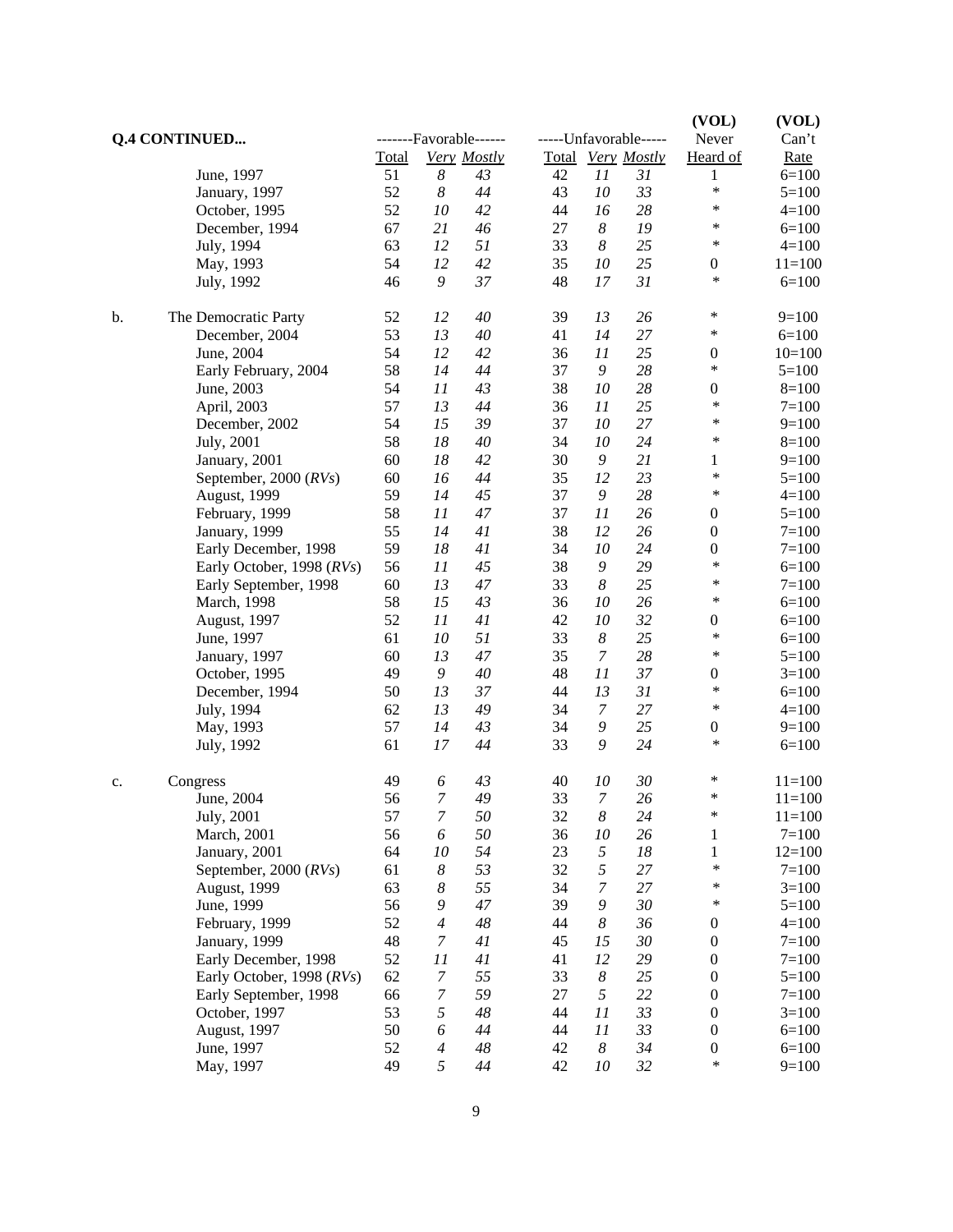| Q.4 CONTINUED... | | -------Favorable------ | | | -----Unfavorable----- | | | (VOL) Never | (VOL) Can't |
|---|---|---|---|---|---|---|---|---|---|
| | | Total | *Very* | *Mostly* | Total | *Very* | *Mostly* | Heard of | Rate |
| | June, 1997 | 51 | *8* | *43* | 42 | *11* | *31* | 1 | 6=100 |
| | January, 1997 | 52 | *8* | *44* | 43 | *10* | *33* | * | 5=100 |
| | October, 1995 | 52 | *10* | *42* | 44 | *16* | *28* | * | 4=100 |
| | December, 1994 | 67 | *21* | *46* | 27 | *8* | *19* | * | 6=100 |
| | July, 1994 | 63 | *12* | *51* | 33 | *8* | *25* | * | 4=100 |
| | May, 1993 | 54 | *12* | *42* | 35 | *10* | *25* | 0 | 11=100 |
| | July, 1992 | 46 | *9* | *37* | 48 | *17* | *31* | * | 6=100 |
| b. | The Democratic Party | 52 | *12* | *40* | 39 | *13* | *26* | * | 9=100 |
| | December, 2004 | 53 | *13* | *40* | 41 | *14* | *27* | * | 6=100 |
| | June, 2004 | 54 | *12* | *42* | 36 | *11* | *25* | 0 | 10=100 |
| | Early February, 2004 | 58 | *14* | *44* | 37 | *9* | *28* | * | 5=100 |
| | June, 2003 | 54 | *11* | *43* | 38 | *10* | *28* | 0 | 8=100 |
| | April, 2003 | 57 | *13* | *44* | 36 | *11* | *25* | * | 7=100 |
| | December, 2002 | 54 | *15* | *39* | 37 | *10* | *27* | * | 9=100 |
| | July, 2001 | 58 | *18* | *40* | 34 | *10* | *24* | * | 8=100 |
| | January, 2001 | 60 | *18* | *42* | 30 | *9* | *21* | 1 | 9=100 |
| | September, 2000 (*RVs*) | 60 | *16* | *44* | 35 | *12* | *23* | * | 5=100 |
| | August, 1999 | 59 | *14* | *45* | 37 | *9* | *28* | * | 4=100 |
| | February, 1999 | 58 | *11* | *47* | 37 | *11* | *26* | 0 | 5=100 |
| | January, 1999 | 55 | *14* | *41* | 38 | *12* | *26* | 0 | 7=100 |
| | Early December, 1998 | 59 | *18* | *41* | 34 | *10* | *24* | 0 | 7=100 |
| | Early October, 1998 (*RVs*) | 56 | *11* | *45* | 38 | *9* | *29* | * | 6=100 |
| | Early September, 1998 | 60 | *13* | *47* | 33 | *8* | *25* | * | 7=100 |
| | March, 1998 | 58 | *15* | *43* | 36 | *10* | *26* | * | 6=100 |
| | August, 1997 | 52 | *11* | *41* | 42 | *10* | *32* | 0 | 6=100 |
| | June, 1997 | 61 | *10* | *51* | 33 | *8* | *25* | * | 6=100 |
| | January, 1997 | 60 | *13* | *47* | 35 | *7* | *28* | * | 5=100 |
| | October, 1995 | 49 | *9* | *40* | 48 | *11* | *37* | 0 | 3=100 |
| | December, 1994 | 50 | *13* | *37* | 44 | *13* | *31* | * | 6=100 |
| | July, 1994 | 62 | *13* | *49* | 34 | *7* | *27* | * | 4=100 |
| | May, 1993 | 57 | *14* | *43* | 34 | *9* | *25* | 0 | 9=100 |
| | July, 1992 | 61 | *17* | *44* | 33 | *9* | *24* | * | 6=100 |
| c. | Congress | 49 | *6* | *43* | 40 | *10* | *30* | * | 11=100 |
| | June, 2004 | 56 | *7* | *49* | 33 | *7* | *26* | * | 11=100 |
| | July, 2001 | 57 | *7* | *50* | 32 | *8* | *24* | * | 11=100 |
| | March, 2001 | 56 | *6* | *50* | 36 | *10* | *26* | 1 | 7=100 |
| | January, 2001 | 64 | *10* | *54* | 23 | *5* | *18* | 1 | 12=100 |
| | September, 2000 (*RVs*) | 61 | *8* | *53* | 32 | *5* | *27* | * | 7=100 |
| | August, 1999 | 63 | *8* | *55* | 34 | *7* | *27* | * | 3=100 |
| | June, 1999 | 56 | *9* | *47* | 39 | *9* | *30* | * | 5=100 |
| | February, 1999 | 52 | *4* | *48* | 44 | *8* | *36* | 0 | 4=100 |
| | January, 1999 | 48 | *7* | *41* | 45 | *15* | *30* | 0 | 7=100 |
| | Early December, 1998 | 52 | *11* | *41* | 41 | *12* | *29* | 0 | 7=100 |
| | Early October, 1998 (*RVs*) | 62 | *7* | *55* | 33 | *8* | *25* | 0 | 5=100 |
| | Early September, 1998 | 66 | *7* | *59* | 27 | *5* | *22* | 0 | 7=100 |
| | October, 1997 | 53 | *5* | *48* | 44 | *11* | *33* | 0 | 3=100 |
| | August, 1997 | 50 | *6* | *44* | 44 | *11* | *33* | 0 | 6=100 |
| | June, 1997 | 52 | *4* | *48* | 42 | *8* | *34* | 0 | 6=100 |
| | May, 1997 | 49 | *5* | *44* | 42 | *10* | *32* | * | 9=100 |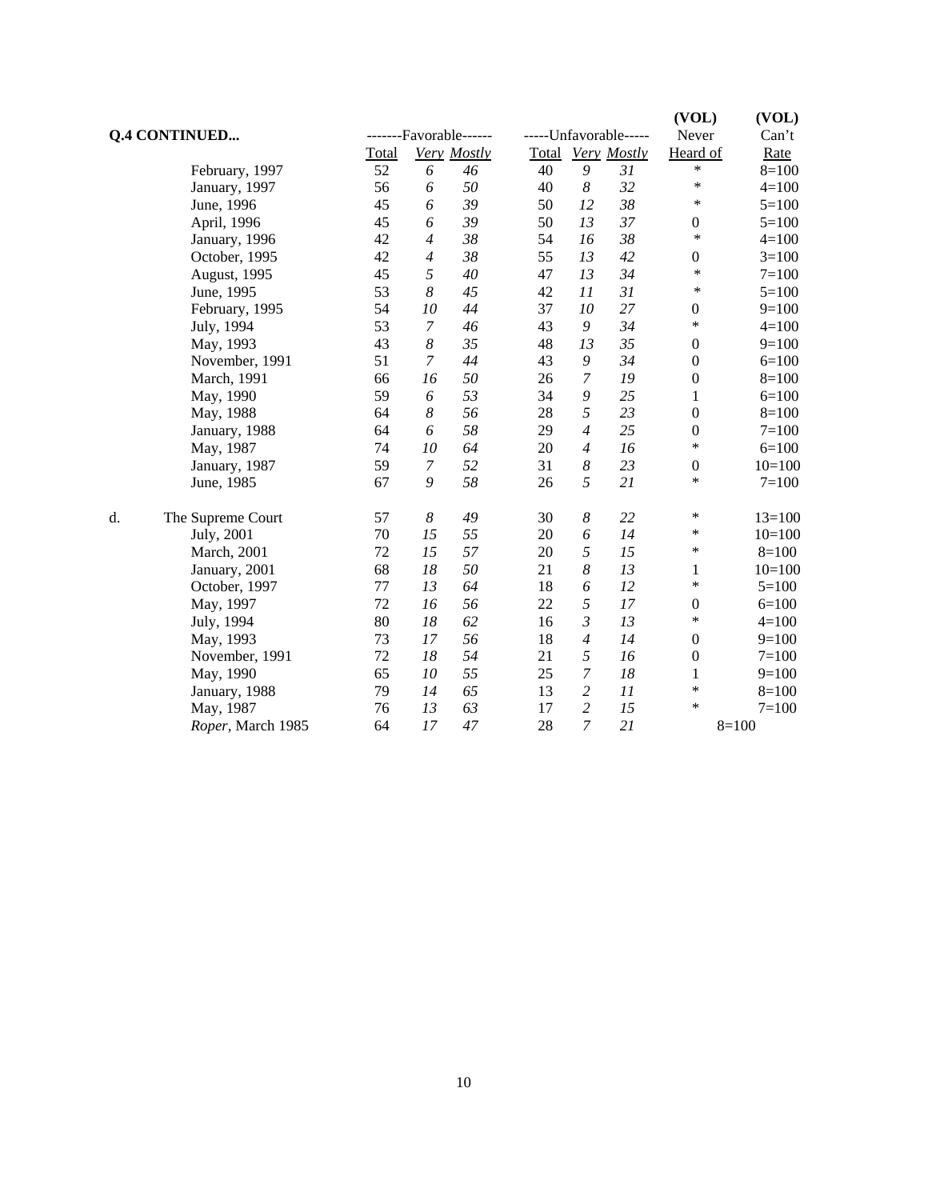**Q.4 CONTINUED...**

| | -------Favorable------ | | | -----Unfavorable----- | | | (VOL) Never | (VOL) Can't |
|---|---|---|---|---|---|---|---|---|
| | Total | *Very* | *Mostly* | Total | *Very* | *Mostly* | Heard of | Rate |
| February, 1997 | 52 | *6* | *46* | 40 | *9* | *31* | * | 8=100 |
| January, 1997 | 56 | *6* | *50* | 40 | *8* | *32* | * | 4=100 |
| June, 1996 | 45 | *6* | *39* | 50 | *12* | *38* | * | 5=100 |
| April, 1996 | 45 | *6* | *39* | 50 | *13* | *37* | 0 | 5=100 |
| January, 1996 | 42 | *4* | *38* | 54 | *16* | *38* | * | 4=100 |
| October, 1995 | 42 | *4* | *38* | 55 | *13* | *42* | 0 | 3=100 |
| August, 1995 | 45 | *5* | *40* | 47 | *13* | *34* | * | 7=100 |
| June, 1995 | 53 | *8* | *45* | 42 | *11* | *31* | * | 5=100 |
| February, 1995 | 54 | *10* | *44* | 37 | *10* | *27* | 0 | 9=100 |
| July, 1994 | 53 | *7* | *46* | 43 | *9* | *34* | * | 4=100 |
| May, 1993 | 43 | *8* | *35* | 48 | *13* | *35* | 0 | 9=100 |
| November, 1991 | 51 | *7* | *44* | 43 | *9* | *34* | 0 | 6=100 |
| March, 1991 | 66 | *16* | *50* | 26 | *7* | *19* | 0 | 8=100 |
| May, 1990 | 59 | *6* | *53* | 34 | *9* | *25* | 1 | 6=100 |
| May, 1988 | 64 | *8* | *56* | 28 | *5* | *23* | 0 | 8=100 |
| January, 1988 | 64 | *6* | *58* | 29 | *4* | *25* | 0 | 7=100 |
| May, 1987 | 74 | *10* | *64* | 20 | *4* | *16* | * | 6=100 |
| January, 1987 | 59 | *7* | *52* | 31 | *8* | *23* | 0 | 10=100 |
| June, 1985 | 67 | *9* | *58* | 26 | *5* | *21* | * | 7=100 |
| | | | | | | | | |
| d. The Supreme Court | 57 | *8* | *49* | 30 | *8* | *22* | * | 13=100 |
| July, 2001 | 70 | *15* | *55* | 20 | *6* | *14* | * | 10=100 |
| March, 2001 | 72 | *15* | *57* | 20 | *5* | *15* | * | 8=100 |
| January, 2001 | 68 | *18* | *50* | 21 | *8* | *13* | 1 | 10=100 |
| October, 1997 | 77 | *13* | *64* | 18 | *6* | *12* | * | 5=100 |
| May, 1997 | 72 | *16* | *56* | 22 | *5* | *17* | 0 | 6=100 |
| July, 1994 | 80 | *18* | *62* | 16 | *3* | *13* | * | 4=100 |
| May, 1993 | 73 | *17* | *56* | 18 | *4* | *14* | 0 | 9=100 |
| November, 1991 | 72 | *18* | *54* | 21 | *5* | *16* | 0 | 7=100 |
| May, 1990 | 65 | *10* | *55* | 25 | *7* | *18* | 1 | 9=100 |
| January, 1988 | 79 | *14* | *65* | 13 | *2* | *11* | * | 8=100 |
| May, 1987 | 76 | *13* | *63* | 17 | *2* | *15* | * | 7=100 |
| *Roper*, March 1985 | 64 | *17* | *47* | 28 | *7* | *21* | 8=100 | |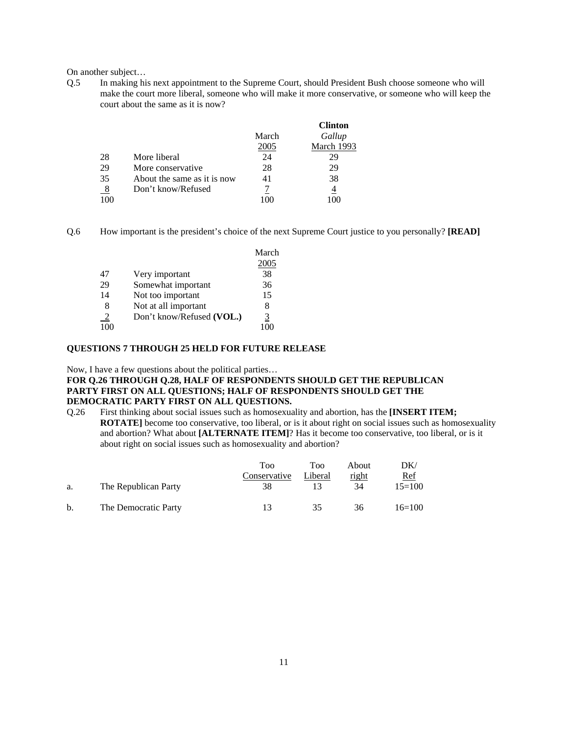On another subject…

Q.5 In making his next appointment to the Supreme Court, should President Bush choose someone who will make the court more liberal, someone who will make it more conservative, or someone who will keep the court about the same as it is now?

| | | March 2005 | **Clinton** *Gallup* March 1993 |
|---|---|---|---|
| 28 | More liberal | 24 | 29 |
| 29 | More conservative | 28 | 29 |
| 35 | About the same as it is now | 41 | 38 |
| 8 | Don't know/Refused | 7 | 4 |
| 100 | | 100 | 100 |

Q.6 How important is the president's choice of the next Supreme Court justice to you personally? **[READ]**

| | | March 2005 |
|---|---|---|
| 47 | Very important | 38 |
| 29 | Somewhat important | 36 |
| 14 | Not too important | 15 |
| 8 | Not at all important | 8 |
| 2 | Don't know/Refused **(VOL.)** | 3 |
| 100 | | 100 |

**QUESTIONS 7 THROUGH 25 HELD FOR FUTURE RELEASE**

Now, I have a few questions about the political parties…

**FOR Q.26 THROUGH Q.28, HALF OF RESPONDENTS SHOULD GET THE REPUBLICAN PARTY FIRST ON ALL QUESTIONS; HALF OF RESPONDENTS SHOULD GET THE DEMOCRATIC PARTY FIRST ON ALL QUESTIONS.**

Q.26 First thinking about social issues such as homosexuality and abortion, has the **[INSERT ITEM; ROTATE]** become too conservative, too liberal, or is it about right on social issues such as homosexuality and abortion? What about **[ALTERNATE ITEM]**? Has it become too conservative, too liberal, or is it about right on social issues such as homosexuality and abortion?

| | | Too Conservative | Too Liberal | About right | DK/ Ref |
|---|---|---|---|---|---|
| a. | The Republican Party | 38 | 13 | 34 | 15=100 |
| b. | The Democratic Party | 13 | 35 | 36 | 16=100 |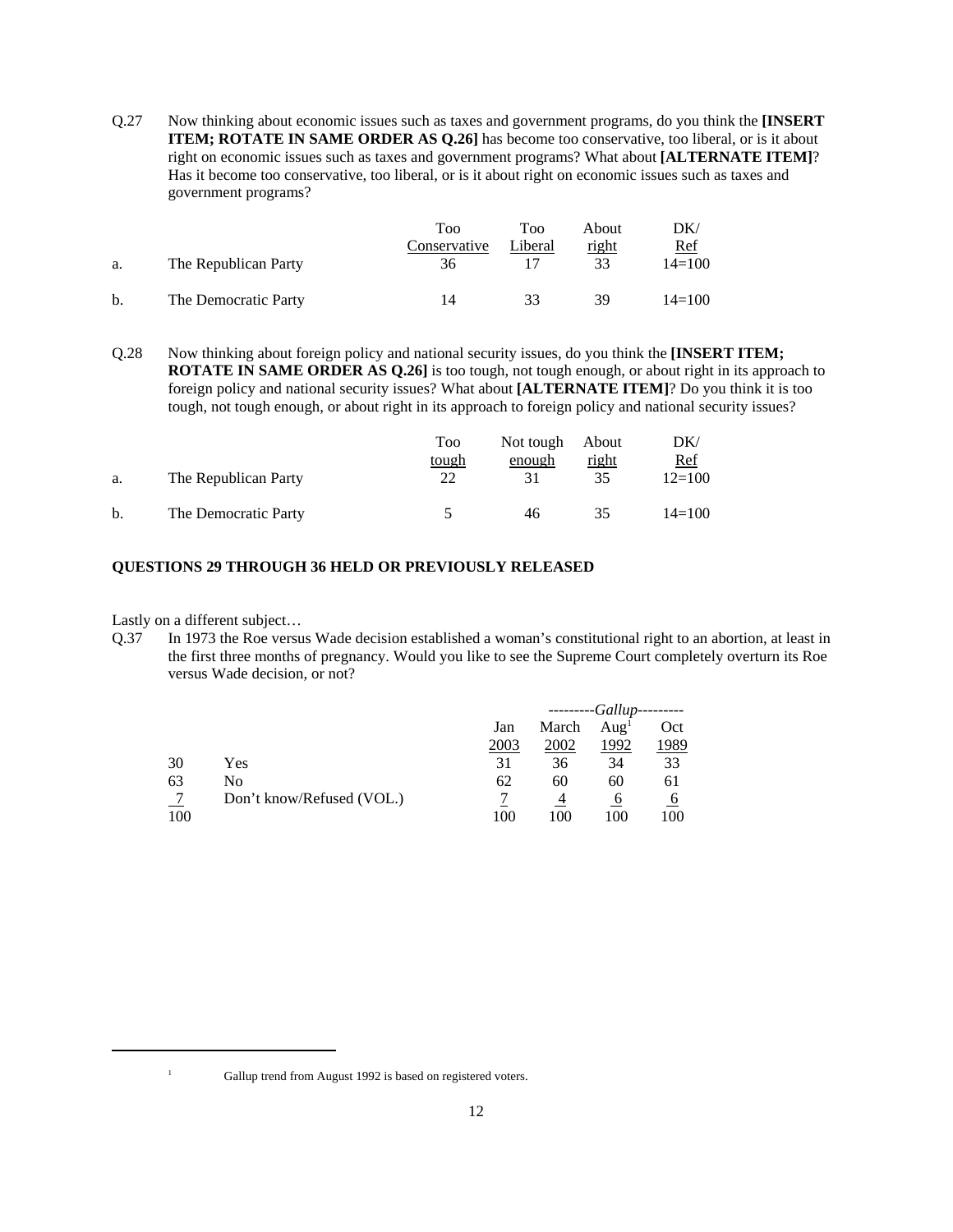Q.27 Now thinking about economic issues such as taxes and government programs, do you think the **[INSERT ITEM; ROTATE IN SAME ORDER AS Q.26]** has become too conservative, too liberal, or is it about right on economic issues such as taxes and government programs? What about **[ALTERNATE ITEM]**? Has it become too conservative, too liberal, or is it about right on economic issues such as taxes and government programs?

| | | Too Conservative | Too Liberal | About right | DK/ Ref |
|---|---|---|---|---|---|
| a. | The Republican Party | 36 | 17 | 33 | 14=100 |
| b. | The Democratic Party | 14 | 33 | 39 | 14=100 |

Q.28 Now thinking about foreign policy and national security issues, do you think the **[INSERT ITEM; ROTATE IN SAME ORDER AS Q.26]** is too tough, not tough enough, or about right in its approach to foreign policy and national security issues? What about **[ALTERNATE ITEM]**? Do you think it is too tough, not tough enough, or about right in its approach to foreign policy and national security issues?

| | | Too tough | Not tough enough | About right | DK/ Ref |
|---|---|---|---|---|---|
| a. | The Republican Party | 22 | 31 | 35 | 12=100 |
| b. | The Democratic Party | 5 | 46 | 35 | 14=100 |

**QUESTIONS 29 THROUGH 36 HELD OR PREVIOUSLY RELEASED**

Lastly on a different subject…

Q.37 In 1973 the Roe versus Wade decision established a woman's constitutional right to an abortion, at least in the first three months of pregnancy. Would you like to see the Supreme Court completely overturn its Roe versus Wade decision, or not?

| | | Jan 2003 | *Gallup* March 2002 | *Gallup* Aug[1] 1992 | *Gallup* Oct 1989 |
|---|---|---|---|---|---|
| 30 | Yes | 31 | 36 | 34 | 33 |
| 63 | No | 62 | 60 | 60 | 61 |
| 7 | Don't know/Refused (VOL.) | 7 | 4 | 6 | 6 |
| 100 | | 100 | 100 | 100 | 100 |

[1] Gallup trend from August 1992 is based on registered voters.